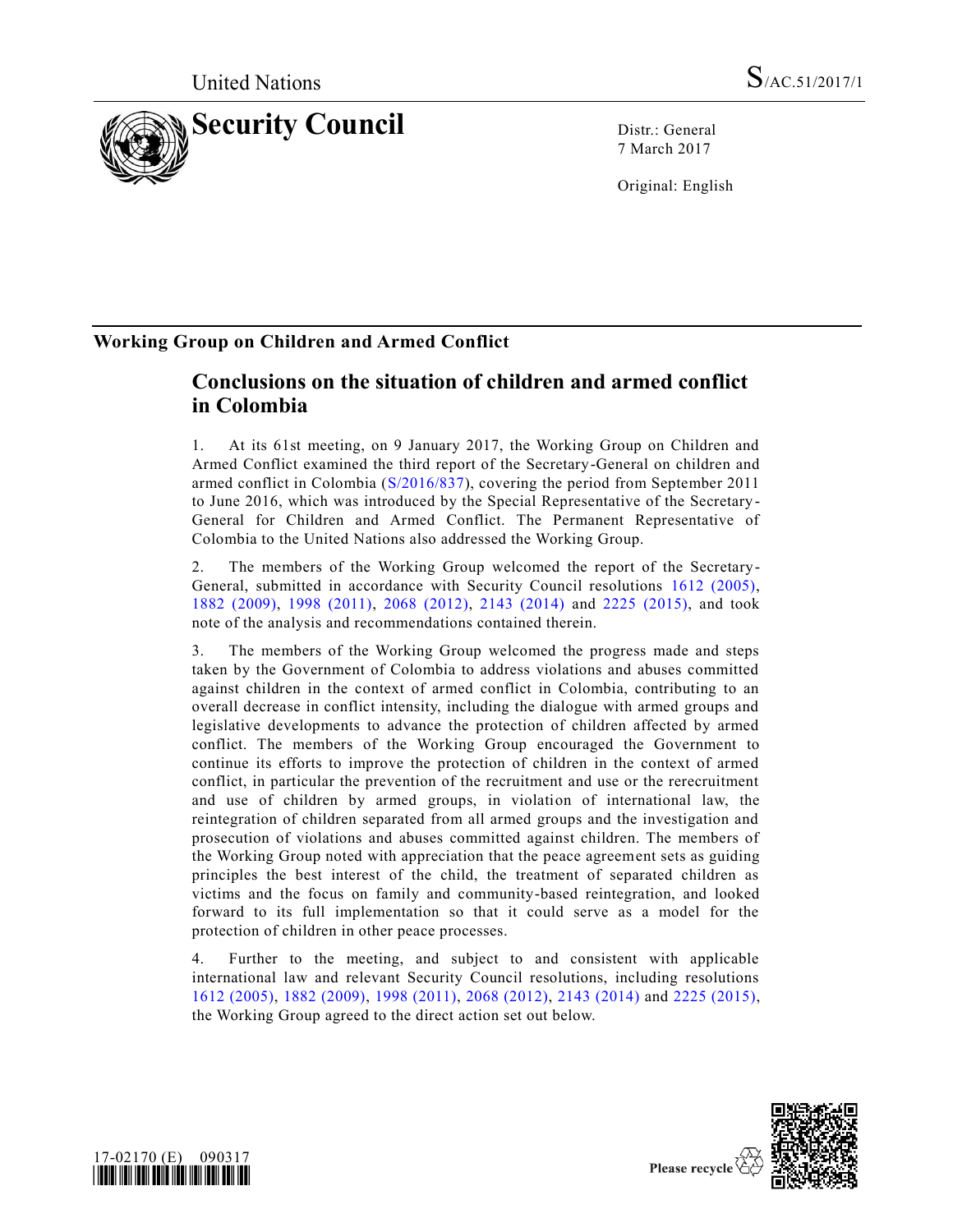United Nations S/AC.51/2017/1

# Security Council

Distr.: General
7 March 2017

Original: English

## Working Group on Children and Armed Conflict

### Conclusions on the situation of children and armed conflict in Colombia

1. At its 61st meeting, on 9 January 2017, the Working Group on Children and Armed Conflict examined the third report of the Secretary-General on children and armed conflict in Colombia (S/2016/837), covering the period from September 2011 to June 2016, which was introduced by the Special Representative of the Secretary-General for Children and Armed Conflict. The Permanent Representative of Colombia to the United Nations also addressed the Working Group.

2. The members of the Working Group welcomed the report of the Secretary-General, submitted in accordance with Security Council resolutions 1612 (2005), 1882 (2009), 1998 (2011), 2068 (2012), 2143 (2014) and 2225 (2015), and took note of the analysis and recommendations contained therein.

3. The members of the Working Group welcomed the progress made and steps taken by the Government of Colombia to address violations and abuses committed against children in the context of armed conflict in Colombia, contributing to an overall decrease in conflict intensity, including the dialogue with armed groups and legislative developments to advance the protection of children affected by armed conflict. The members of the Working Group encouraged the Government to continue its efforts to improve the protection of children in the context of armed conflict, in particular the prevention of the recruitment and use or the rerecruitment and use of children by armed groups, in violation of international law, the reintegration of children separated from all armed groups and the investigation and prosecution of violations and abuses committed against children. The members of the Working Group noted with appreciation that the peace agreement sets as guiding principles the best interest of the child, the treatment of separated children as victims and the focus on family and community-based reintegration, and looked forward to its full implementation so that it could serve as a model for the protection of children in other peace processes.

4. Further to the meeting, and subject to and consistent with applicable international law and relevant Security Council resolutions, including resolutions 1612 (2005), 1882 (2009), 1998 (2011), 2068 (2012), 2143 (2014) and 2225 (2015), the Working Group agreed to the direct action set out below.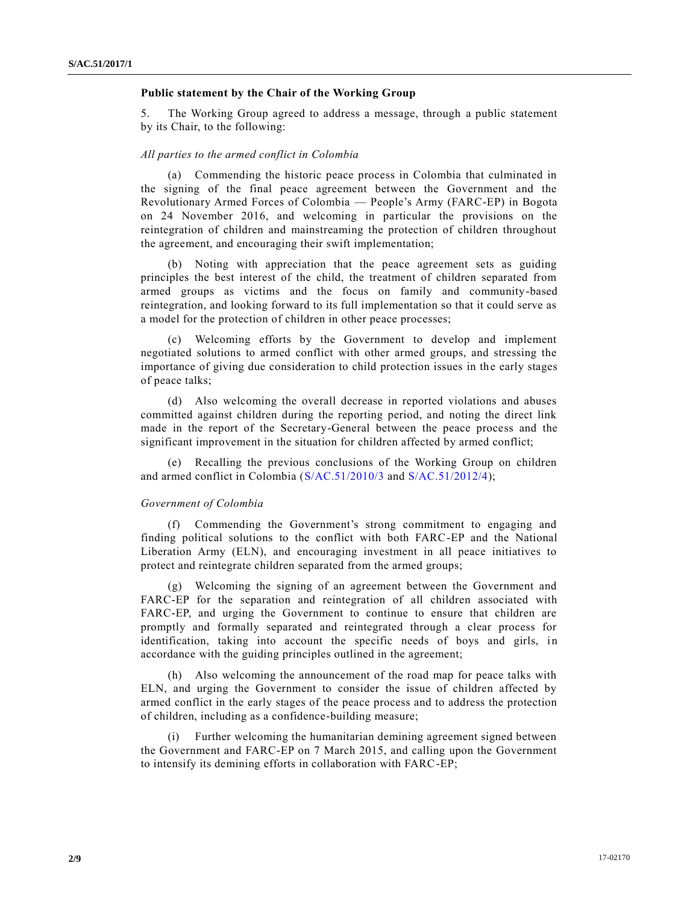### Public statement by the Chair of the Working Group

5. The Working Group agreed to address a message, through a public statement by its Chair, to the following:

*All parties to the armed conflict in Colombia*

(a) Commending the historic peace process in Colombia that culminated in the signing of the final peace agreement between the Government and the Revolutionary Armed Forces of Colombia — People's Army (FARC-EP) in Bogota on 24 November 2016, and welcoming in particular the provisions on the reintegration of children and mainstreaming the protection of children throughout the agreement, and encouraging their swift implementation;

(b) Noting with appreciation that the peace agreement sets as guiding principles the best interest of the child, the treatment of children separated from armed groups as victims and the focus on family and community-based reintegration, and looking forward to its full implementation so that it could serve as a model for the protection of children in other peace processes;

(c) Welcoming efforts by the Government to develop and implement negotiated solutions to armed conflict with other armed groups, and stressing the importance of giving due consideration to child protection issues in the early stages of peace talks;

(d) Also welcoming the overall decrease in reported violations and abuses committed against children during the reporting period, and noting the direct link made in the report of the Secretary-General between the peace process and the significant improvement in the situation for children affected by armed conflict;

(e) Recalling the previous conclusions of the Working Group on children and armed conflict in Colombia (S/AC.51/2010/3 and S/AC.51/2012/4);

*Government of Colombia*

(f) Commending the Government's strong commitment to engaging and finding political solutions to the conflict with both FARC-EP and the National Liberation Army (ELN), and encouraging investment in all peace initiatives to protect and reintegrate children separated from the armed groups;

(g) Welcoming the signing of an agreement between the Government and FARC-EP for the separation and reintegration of all children associated with FARC-EP, and urging the Government to continue to ensure that children are promptly and formally separated and reintegrated through a clear process for identification, taking into account the specific needs of boys and girls, in accordance with the guiding principles outlined in the agreement;

(h) Also welcoming the announcement of the road map for peace talks with ELN, and urging the Government to consider the issue of children affected by armed conflict in the early stages of the peace process and to address the protection of children, including as a confidence-building measure;

(i) Further welcoming the humanitarian demining agreement signed between the Government and FARC-EP on 7 March 2015, and calling upon the Government to intensify its demining efforts in collaboration with FARC-EP;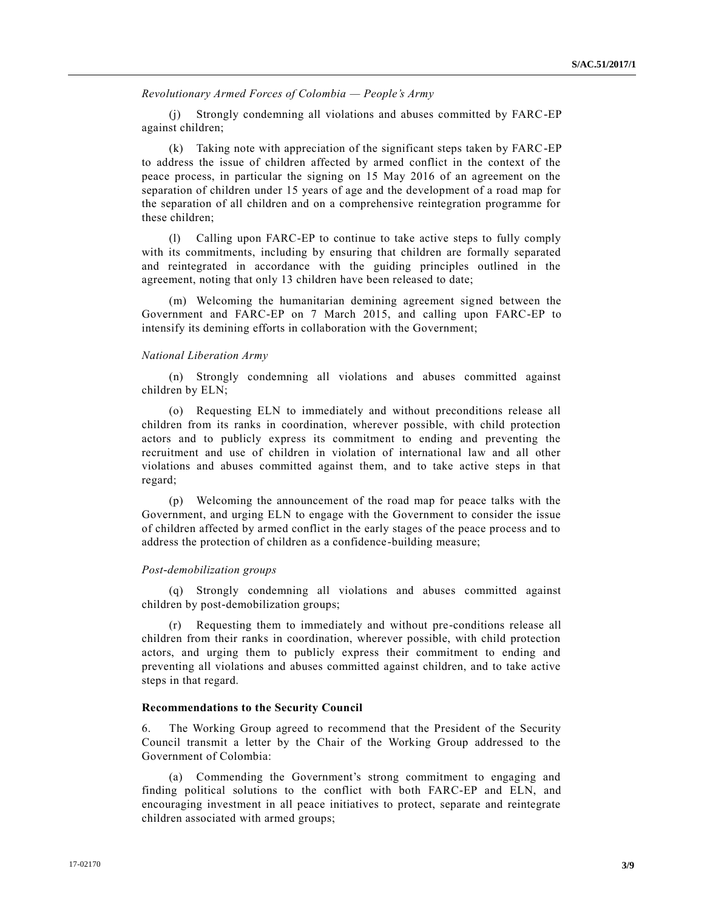*Revolutionary Armed Forces of Colombia — People's Army*

(j) Strongly condemning all violations and abuses committed by FARC-EP against children;

(k) Taking note with appreciation of the significant steps taken by FARC-EP to address the issue of children affected by armed conflict in the context of the peace process, in particular the signing on 15 May 2016 of an agreement on the separation of children under 15 years of age and the development of a road map for the separation of all children and on a comprehensive reintegration programme for these children;

(l) Calling upon FARC-EP to continue to take active steps to fully comply with its commitments, including by ensuring that children are formally separated and reintegrated in accordance with the guiding principles outlined in the agreement, noting that only 13 children have been released to date;

(m) Welcoming the humanitarian demining agreement signed between the Government and FARC-EP on 7 March 2015, and calling upon FARC-EP to intensify its demining efforts in collaboration with the Government;

*National Liberation Army*

(n) Strongly condemning all violations and abuses committed against children by ELN;

(o) Requesting ELN to immediately and without preconditions release all children from its ranks in coordination, wherever possible, with child protection actors and to publicly express its commitment to ending and preventing the recruitment and use of children in violation of international law and all other violations and abuses committed against them, and to take active steps in that regard;

(p) Welcoming the announcement of the road map for peace talks with the Government, and urging ELN to engage with the Government to consider the issue of children affected by armed conflict in the early stages of the peace process and to address the protection of children as a confidence-building measure;

*Post-demobilization groups*

(q) Strongly condemning all violations and abuses committed against children by post-demobilization groups;

(r) Requesting them to immediately and without pre-conditions release all children from their ranks in coordination, wherever possible, with child protection actors, and urging them to publicly express their commitment to ending and preventing all violations and abuses committed against children, and to take active steps in that regard.

**Recommendations to the Security Council**

6. The Working Group agreed to recommend that the President of the Security Council transmit a letter by the Chair of the Working Group addressed to the Government of Colombia:

(a) Commending the Government's strong commitment to engaging and finding political solutions to the conflict with both FARC-EP and ELN, and encouraging investment in all peace initiatives to protect, separate and reintegrate children associated with armed groups;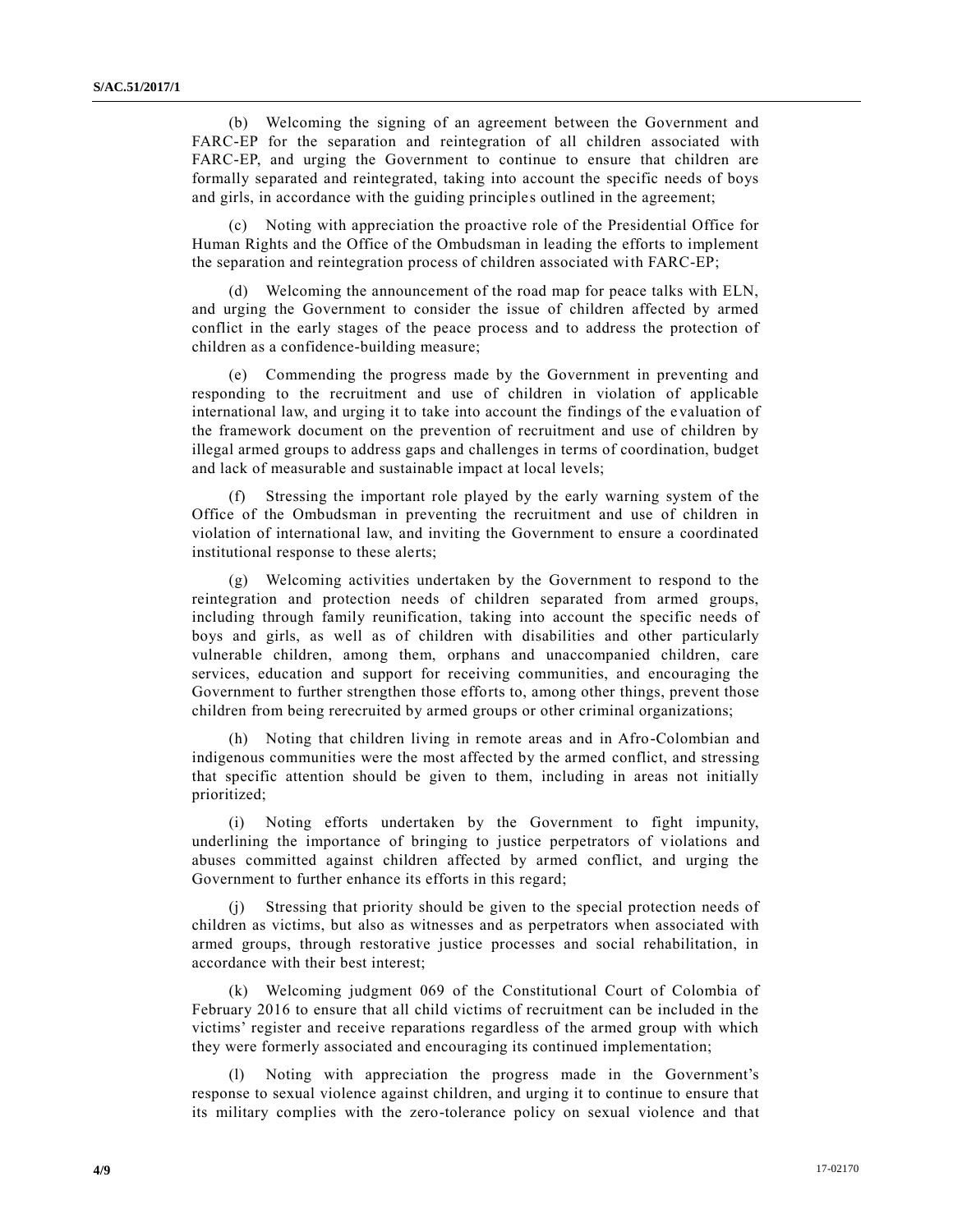(b) Welcoming the signing of an agreement between the Government and FARC-EP for the separation and reintegration of all children associated with FARC-EP, and urging the Government to continue to ensure that children are formally separated and reintegrated, taking into account the specific needs of boys and girls, in accordance with the guiding principles outlined in the agreement;

(c) Noting with appreciation the proactive role of the Presidential Office for Human Rights and the Office of the Ombudsman in leading the efforts to implement the separation and reintegration process of children associated with FARC-EP;

(d) Welcoming the announcement of the road map for peace talks with ELN, and urging the Government to consider the issue of children affected by armed conflict in the early stages of the peace process and to address the protection of children as a confidence-building measure;

(e) Commending the progress made by the Government in preventing and responding to the recruitment and use of children in violation of applicable international law, and urging it to take into account the findings of the evaluation of the framework document on the prevention of recruitment and use of children by illegal armed groups to address gaps and challenges in terms of coordination, budget and lack of measurable and sustainable impact at local levels;

(f) Stressing the important role played by the early warning system of the Office of the Ombudsman in preventing the recruitment and use of children in violation of international law, and inviting the Government to ensure a coordinated institutional response to these alerts;

(g) Welcoming activities undertaken by the Government to respond to the reintegration and protection needs of children separated from armed groups, including through family reunification, taking into account the specific needs of boys and girls, as well as of children with disabilities and other particularly vulnerable children, among them, orphans and unaccompanied children, care services, education and support for receiving communities, and encouraging the Government to further strengthen those efforts to, among other things, prevent those children from being rerecruited by armed groups or other criminal organizations;

(h) Noting that children living in remote areas and in Afro-Colombian and indigenous communities were the most affected by the armed conflict, and stressing that specific attention should be given to them, including in areas not initially prioritized;

(i) Noting efforts undertaken by the Government to fight impunity, underlining the importance of bringing to justice perpetrators of violations and abuses committed against children affected by armed conflict, and urging the Government to further enhance its efforts in this regard;

(j) Stressing that priority should be given to the special protection needs of children as victims, but also as witnesses and as perpetrators when associated with armed groups, through restorative justice processes and social rehabilitation, in accordance with their best interest;

(k) Welcoming judgment 069 of the Constitutional Court of Colombia of February 2016 to ensure that all child victims of recruitment can be included in the victims' register and receive reparations regardless of the armed group with which they were formerly associated and encouraging its continued implementation;

(l) Noting with appreciation the progress made in the Government's response to sexual violence against children, and urging it to continue to ensure that its military complies with the zero-tolerance policy on sexual violence and that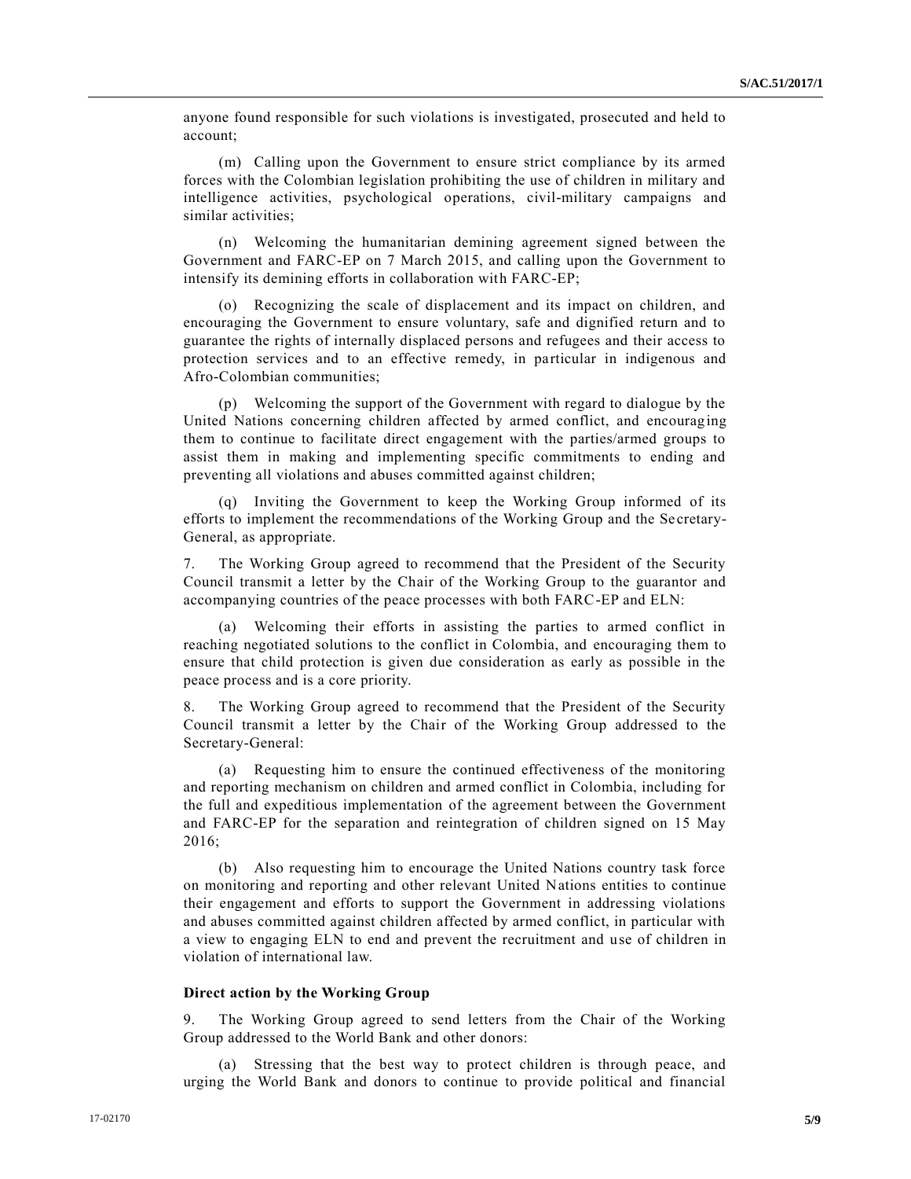anyone found responsible for such violations is investigated, prosecuted and held to account;

(m) Calling upon the Government to ensure strict compliance by its armed forces with the Colombian legislation prohibiting the use of children in military and intelligence activities, psychological operations, civil-military campaigns and similar activities;

(n) Welcoming the humanitarian demining agreement signed between the Government and FARC-EP on 7 March 2015, and calling upon the Government to intensify its demining efforts in collaboration with FARC-EP;

(o) Recognizing the scale of displacement and its impact on children, and encouraging the Government to ensure voluntary, safe and dignified return and to guarantee the rights of internally displaced persons and refugees and their access to protection services and to an effective remedy, in particular in indigenous and Afro-Colombian communities;

(p) Welcoming the support of the Government with regard to dialogue by the United Nations concerning children affected by armed conflict, and encouraging them to continue to facilitate direct engagement with the parties/armed groups to assist them in making and implementing specific commitments to ending and preventing all violations and abuses committed against children;

(q) Inviting the Government to keep the Working Group informed of its efforts to implement the recommendations of the Working Group and the Secretary-General, as appropriate.

7. The Working Group agreed to recommend that the President of the Security Council transmit a letter by the Chair of the Working Group to the guarantor and accompanying countries of the peace processes with both FARC-EP and ELN:

(a) Welcoming their efforts in assisting the parties to armed conflict in reaching negotiated solutions to the conflict in Colombia, and encouraging them to ensure that child protection is given due consideration as early as possible in the peace process and is a core priority.

8. The Working Group agreed to recommend that the President of the Security Council transmit a letter by the Chair of the Working Group addressed to the Secretary-General:

(a) Requesting him to ensure the continued effectiveness of the monitoring and reporting mechanism on children and armed conflict in Colombia, including for the full and expeditious implementation of the agreement between the Government and FARC-EP for the separation and reintegration of children signed on 15 May 2016;

(b) Also requesting him to encourage the United Nations country task force on monitoring and reporting and other relevant United Nations entities to continue their engagement and efforts to support the Government in addressing violations and abuses committed against children affected by armed conflict, in particular with a view to engaging ELN to end and prevent the recruitment and use of children in violation of international law.

**Direct action by the Working Group**

9. The Working Group agreed to send letters from the Chair of the Working Group addressed to the World Bank and other donors:

(a) Stressing that the best way to protect children is through peace, and urging the World Bank and donors to continue to provide political and financial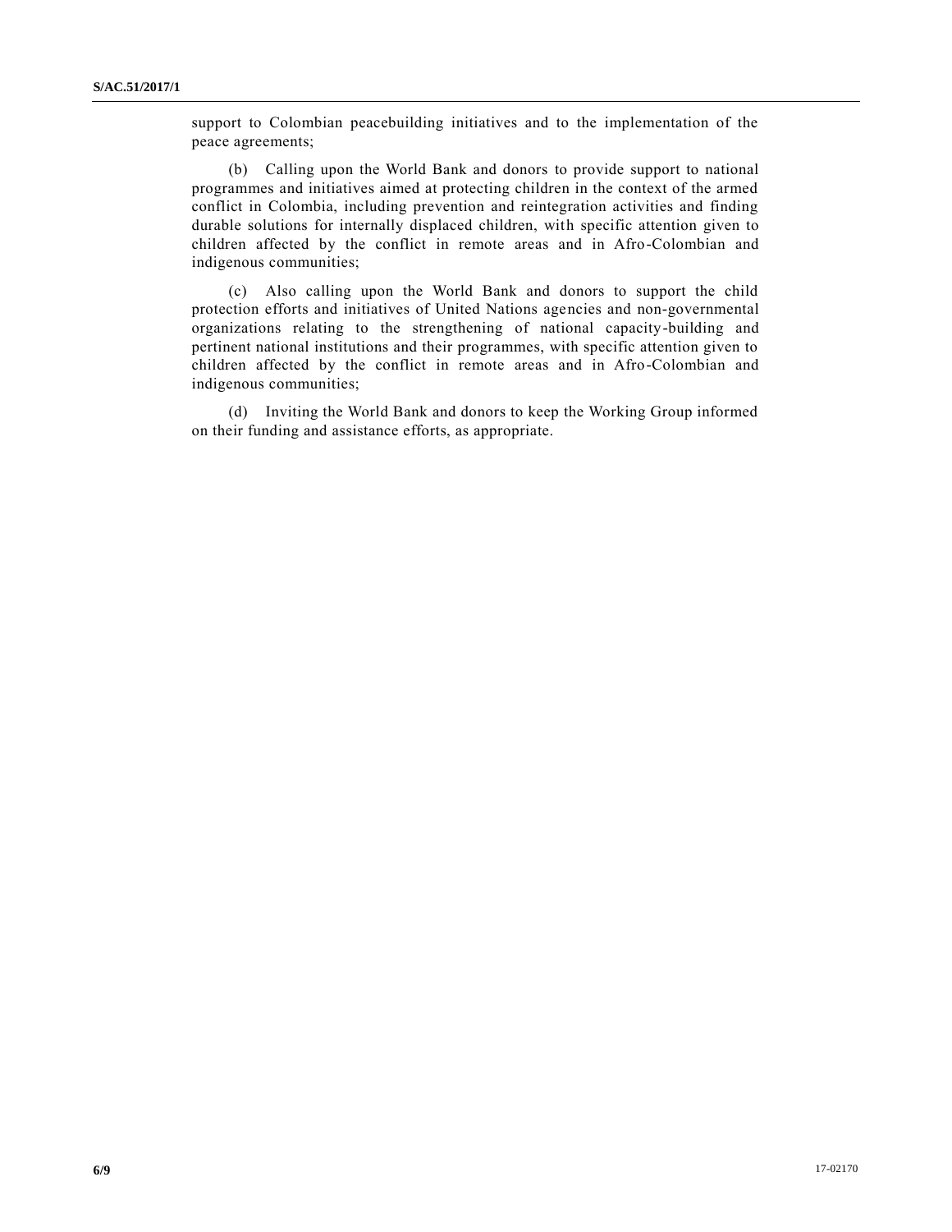support to Colombian peacebuilding initiatives and to the implementation of the peace agreements;

(b) Calling upon the World Bank and donors to provide support to national programmes and initiatives aimed at protecting children in the context of the armed conflict in Colombia, including prevention and reintegration activities and finding durable solutions for internally displaced children, with specific attention given to children affected by the conflict in remote areas and in Afro-Colombian and indigenous communities;

(c) Also calling upon the World Bank and donors to support the child protection efforts and initiatives of United Nations agencies and non-governmental organizations relating to the strengthening of national capacity-building and pertinent national institutions and their programmes, with specific attention given to children affected by the conflict in remote areas and in Afro-Colombian and indigenous communities;

(d) Inviting the World Bank and donors to keep the Working Group informed on their funding and assistance efforts, as appropriate.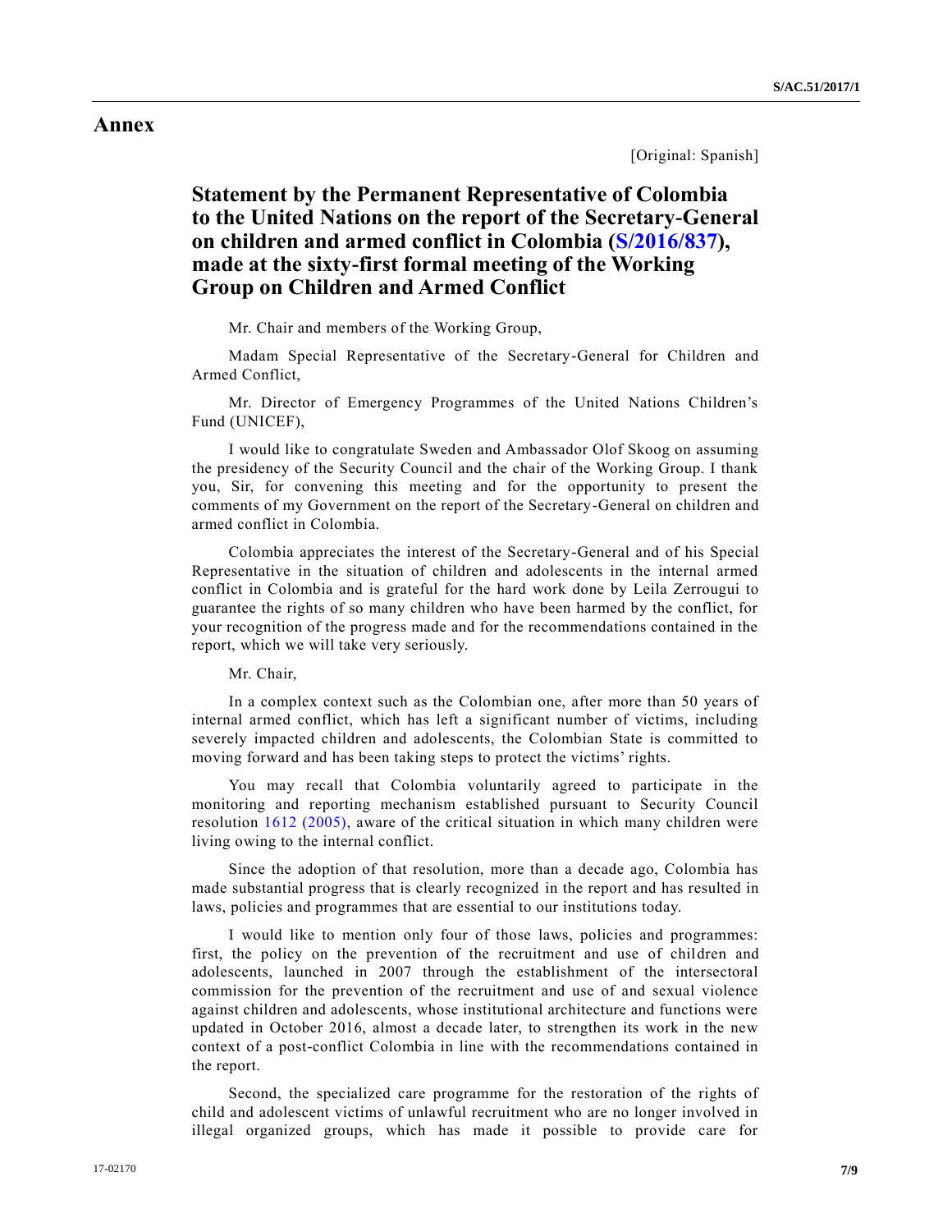# Annex

[Original: Spanish]

## Statement by the Permanent Representative of Colombia to the United Nations on the report of the Secretary-General on children and armed conflict in Colombia (S/2016/837), made at the sixty-first formal meeting of the Working Group on Children and Armed Conflict

Mr. Chair and members of the Working Group,

Madam Special Representative of the Secretary-General for Children and Armed Conflict,

Mr. Director of Emergency Programmes of the United Nations Children's Fund (UNICEF),

I would like to congratulate Sweden and Ambassador Olof Skoog on assuming the presidency of the Security Council and the chair of the Working Group. I thank you, Sir, for convening this meeting and for the opportunity to present the comments of my Government on the report of the Secretary-General on children and armed conflict in Colombia.

Colombia appreciates the interest of the Secretary-General and of his Special Representative in the situation of children and adolescents in the internal armed conflict in Colombia and is grateful for the hard work done by Leila Zerrougui to guarantee the rights of so many children who have been harmed by the conflict, for your recognition of the progress made and for the recommendations contained in the report, which we will take very seriously.

Mr. Chair,

In a complex context such as the Colombian one, after more than 50 years of internal armed conflict, which has left a significant number of victims, including severely impacted children and adolescents, the Colombian State is committed to moving forward and has been taking steps to protect the victims' rights.

You may recall that Colombia voluntarily agreed to participate in the monitoring and reporting mechanism established pursuant to Security Council resolution 1612 (2005), aware of the critical situation in which many children were living owing to the internal conflict.

Since the adoption of that resolution, more than a decade ago, Colombia has made substantial progress that is clearly recognized in the report and has resulted in laws, policies and programmes that are essential to our institutions today.

I would like to mention only four of those laws, policies and programmes: first, the policy on the prevention of the recruitment and use of children and adolescents, launched in 2007 through the establishment of the intersectoral commission for the prevention of the recruitment and use of and sexual violence against children and adolescents, whose institutional architecture and functions were updated in October 2016, almost a decade later, to strengthen its work in the new context of a post-conflict Colombia in line with the recommendations contained in the report.

Second, the specialized care programme for the restoration of the rights of child and adolescent victims of unlawful recruitment who are no longer involved in illegal organized groups, which has made it possible to provide care for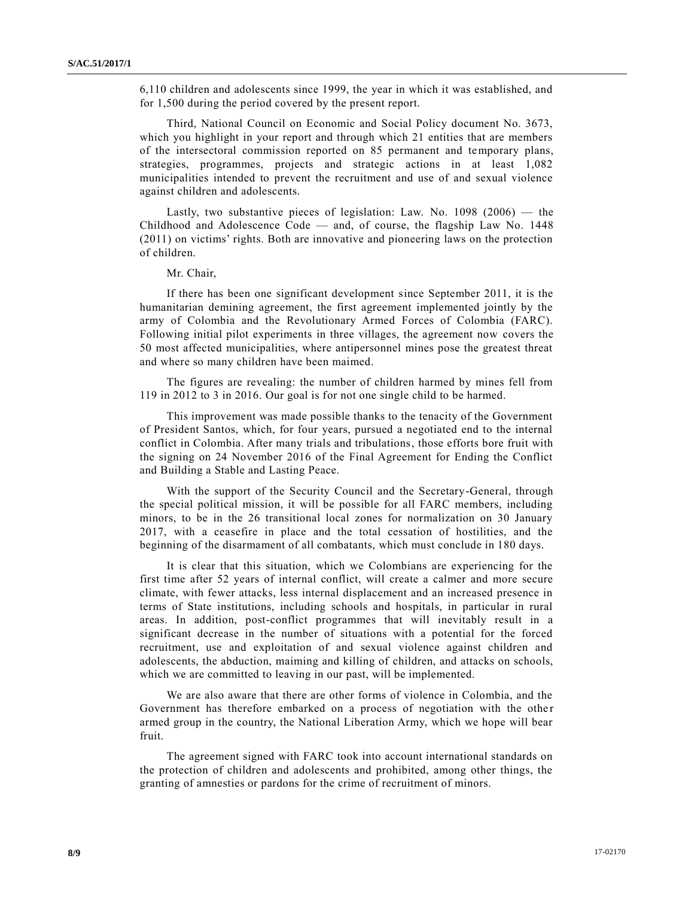6,110 children and adolescents since 1999, the year in which it was established, and for 1,500 during the period covered by the present report.

Third, National Council on Economic and Social Policy document No. 3673, which you highlight in your report and through which 21 entities that are members of the intersectoral commission reported on 85 permanent and temporary plans, strategies, programmes, projects and strategic actions in at least 1,082 municipalities intended to prevent the recruitment and use of and sexual violence against children and adolescents.

Lastly, two substantive pieces of legislation: Law. No. 1098 (2006) — the Childhood and Adolescence Code — and, of course, the flagship Law No. 1448 (2011) on victims' rights. Both are innovative and pioneering laws on the protection of children.

Mr. Chair,

If there has been one significant development since September 2011, it is the humanitarian demining agreement, the first agreement implemented jointly by the army of Colombia and the Revolutionary Armed Forces of Colombia (FARC). Following initial pilot experiments in three villages, the agreement now covers the 50 most affected municipalities, where antipersonnel mines pose the greatest threat and where so many children have been maimed.

The figures are revealing: the number of children harmed by mines fell from 119 in 2012 to 3 in 2016. Our goal is for not one single child to be harmed.

This improvement was made possible thanks to the tenacity of the Government of President Santos, which, for four years, pursued a negotiated end to the internal conflict in Colombia. After many trials and tribulations, those efforts bore fruit with the signing on 24 November 2016 of the Final Agreement for Ending the Conflict and Building a Stable and Lasting Peace.

With the support of the Security Council and the Secretary-General, through the special political mission, it will be possible for all FARC members, including minors, to be in the 26 transitional local zones for normalization on 30 January 2017, with a ceasefire in place and the total cessation of hostilities, and the beginning of the disarmament of all combatants, which must conclude in 180 days.

It is clear that this situation, which we Colombians are experiencing for the first time after 52 years of internal conflict, will create a calmer and more secure climate, with fewer attacks, less internal displacement and an increased presence in terms of State institutions, including schools and hospitals, in particular in rural areas. In addition, post-conflict programmes that will inevitably result in a significant decrease in the number of situations with a potential for the forced recruitment, use and exploitation of and sexual violence against children and adolescents, the abduction, maiming and killing of children, and attacks on schools, which we are committed to leaving in our past, will be implemented.

We are also aware that there are other forms of violence in Colombia, and the Government has therefore embarked on a process of negotiation with the other armed group in the country, the National Liberation Army, which we hope will bear fruit.

The agreement signed with FARC took into account international standards on the protection of children and adolescents and prohibited, among other things, the granting of amnesties or pardons for the crime of recruitment of minors.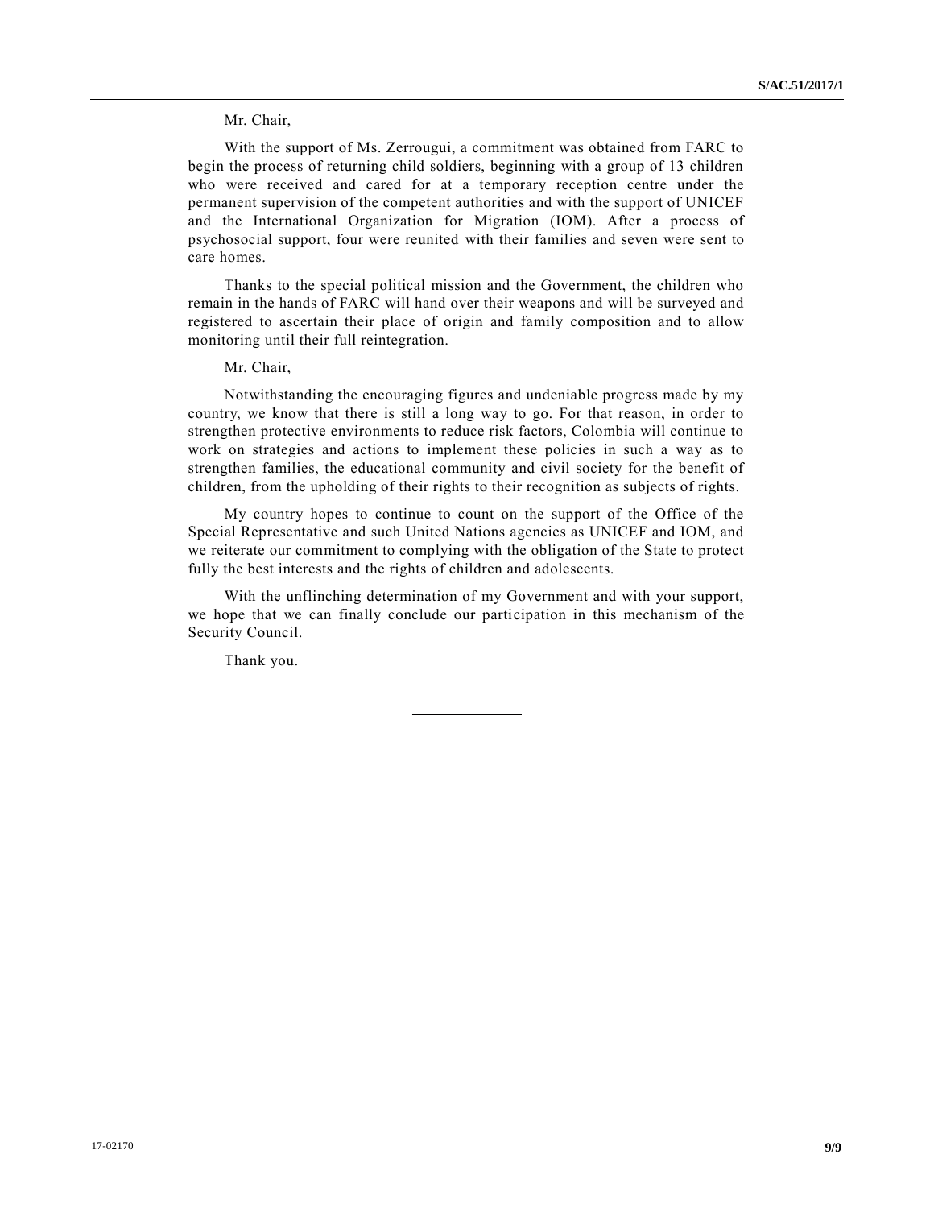Mr. Chair,

With the support of Ms. Zerrougui, a commitment was obtained from FARC to begin the process of returning child soldiers, beginning with a group of 13 children who were received and cared for at a temporary reception centre under the permanent supervision of the competent authorities and with the support of UNICEF and the International Organization for Migration (IOM). After a process of psychosocial support, four were reunited with their families and seven were sent to care homes.

Thanks to the special political mission and the Government, the children who remain in the hands of FARC will hand over their weapons and will be surveyed and registered to ascertain their place of origin and family composition and to allow monitoring until their full reintegration.

Mr. Chair,

Notwithstanding the encouraging figures and undeniable progress made by my country, we know that there is still a long way to go. For that reason, in order to strengthen protective environments to reduce risk factors, Colombia will continue to work on strategies and actions to implement these policies in such a way as to strengthen families, the educational community and civil society for the benefit of children, from the upholding of their rights to their recognition as subjects of rights.

My country hopes to continue to count on the support of the Office of the Special Representative and such United Nations agencies as UNICEF and IOM, and we reiterate our commitment to complying with the obligation of the State to protect fully the best interests and the rights of children and adolescents.

With the unflinching determination of my Government and with your support, we hope that we can finally conclude our participation in this mechanism of the Security Council.

Thank you.